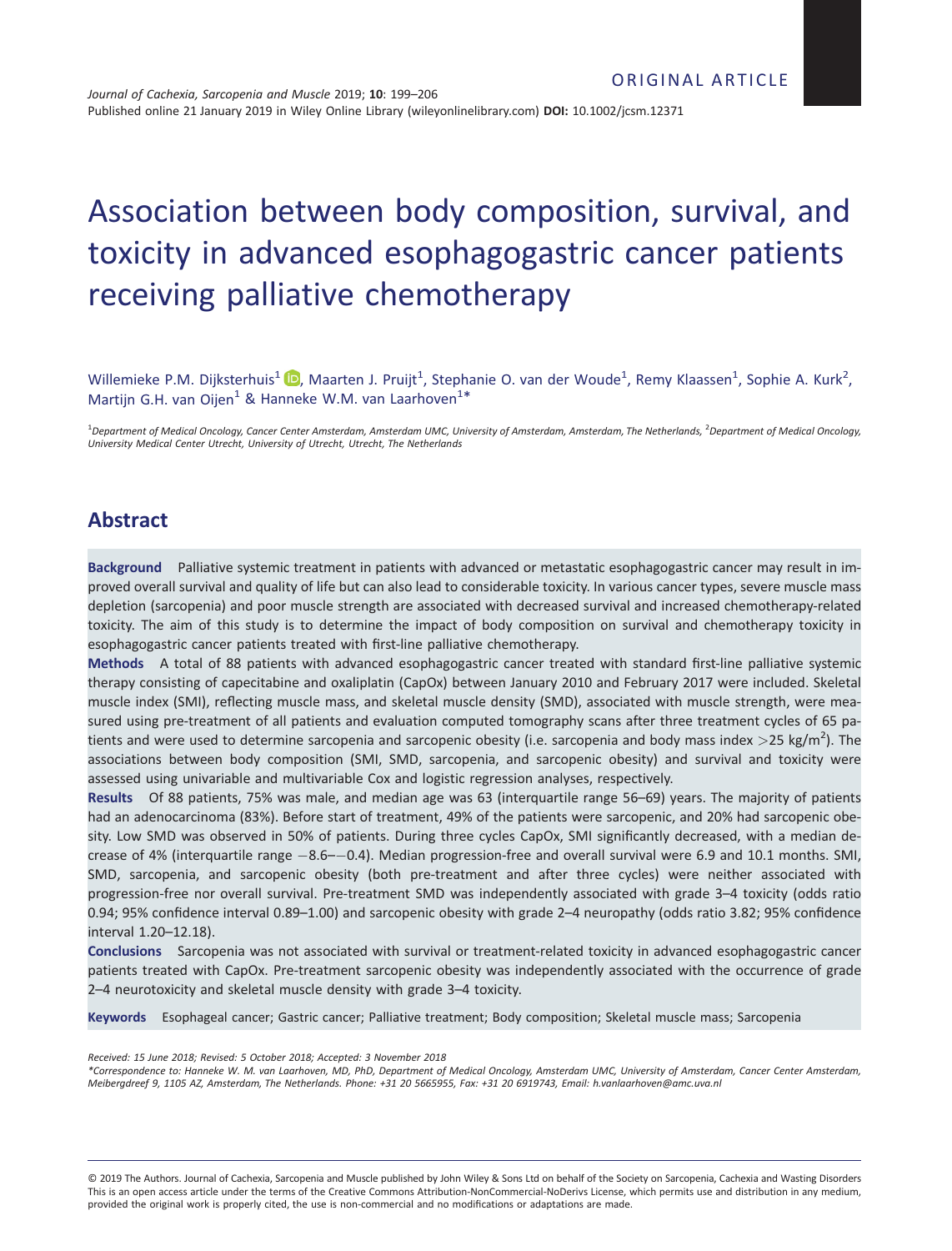ORIGINAL ARTICLE

# Association between body composition, survival, and toxicity in advanced esophagogastric cancer patients receiving palliative chemotherapy

Willemieke P.M. Dijksterhuis[1], Maarten J. Pruijt[1], Stephanie O. van der Woude[1], Remy Klaassen[1], Sophie A. Kurk[2], Martijn G.H. van Oijen[1] & Hanneke W.M. van Laarhoven[1]*

[1]*Department of Medical Oncology, Cancer Center Amsterdam, Amsterdam UMC, University of Amsterdam, Amsterdam, The Netherlands,* [2]*Department of Medical Oncology, University Medical Center Utrecht, University of Utrecht, Utrecht, The Netherlands*

## Abstract

**Background** Palliative systemic treatment in patients with advanced or metastatic esophagogastric cancer may result in improved overall survival and quality of life but can also lead to considerable toxicity. In various cancer types, severe muscle mass depletion (sarcopenia) and poor muscle strength are associated with decreased survival and increased chemotherapy-related toxicity. The aim of this study is to determine the impact of body composition on survival and chemotherapy toxicity in esophagogastric cancer patients treated with first-line palliative chemotherapy.

**Methods** A total of 88 patients with advanced esophagogastric cancer treated with standard first-line palliative systemic therapy consisting of capecitabine and oxaliplatin (CapOx) between January 2010 and February 2017 were included. Skeletal muscle index (SMI), reflecting muscle mass, and skeletal muscle density (SMD), associated with muscle strength, were measured using pre-treatment of all patients and evaluation computed tomography scans after three treatment cycles of 65 patients and were used to determine sarcopenia and sarcopenic obesity (i.e. sarcopenia and body mass index $>$25 kg/m$^2$). The associations between body composition (SMI, SMD, sarcopenia, and sarcopenic obesity) and survival and toxicity were assessed using univariable and multivariable Cox and logistic regression analyses, respectively.

**Results** Of 88 patients, 75% was male, and median age was 63 (interquartile range 56–69) years. The majority of patients had an adenocarcinoma (83%). Before start of treatment, 49% of the patients were sarcopenic, and 20% had sarcopenic obesity. Low SMD was observed in 50% of patients. During three cycles CapOx, SMI significantly decreased, with a median decrease of 4% (interquartile range −8.6–−0.4). Median progression-free and overall survival were 6.9 and 10.1 months. SMI, SMD, sarcopenia, and sarcopenic obesity (both pre-treatment and after three cycles) were neither associated with progression-free nor overall survival. Pre-treatment SMD was independently associated with grade 3–4 toxicity (odds ratio 0.94; 95% confidence interval 0.89–1.00) and sarcopenic obesity with grade 2–4 neuropathy (odds ratio 3.82; 95% confidence interval 1.20–12.18).

**Conclusions** Sarcopenia was not associated with survival or treatment-related toxicity in advanced esophagogastric cancer patients treated with CapOx. Pre-treatment sarcopenic obesity was independently associated with the occurrence of grade 2–4 neurotoxicity and skeletal muscle density with grade 3–4 toxicity.

**Keywords** Esophageal cancer; Gastric cancer; Palliative treatment; Body composition; Skeletal muscle mass; Sarcopenia

*Received: 15 June 2018; Revised: 5 October 2018; Accepted: 3 November 2018*

*\*Correspondence to: Hanneke W. M. van Laarhoven, MD, PhD, Department of Medical Oncology, Amsterdam UMC, University of Amsterdam, Cancer Center Amsterdam, Meibergdreef 9, 1105 AZ, Amsterdam, The Netherlands. Phone: +31 20 5665955, Fax: +31 20 6919743, Email: h.vanlaarhoven@amc.uva.nl*

© 2019 The Authors. Journal of Cachexia, Sarcopenia and Muscle published by John Wiley & Sons Ltd on behalf of the Society on Sarcopenia, Cachexia and Wasting Disorders
This is an open access article under the terms of the Creative Commons Attribution-NonCommercial-NoDerivs License, which permits use and distribution in any medium, provided the original work is properly cited, the use is non-commercial and no modifications or adaptations are made.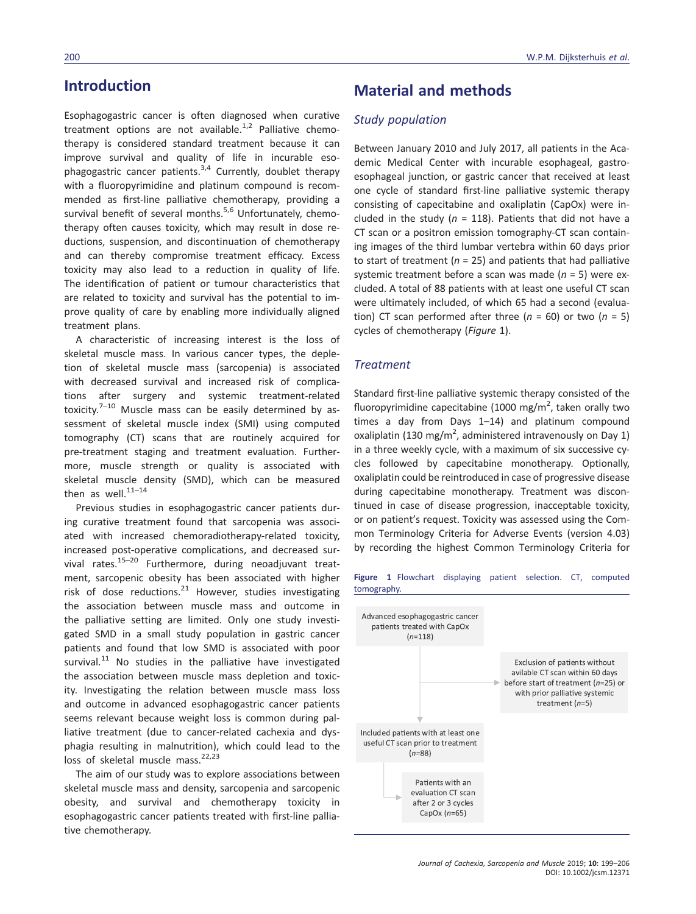## Introduction

Esophagogastric cancer is often diagnosed when curative treatment options are not available.[1,2] Palliative chemotherapy is considered standard treatment because it can improve survival and quality of life in incurable esophagogastric cancer patients.[3,4] Currently, doublet therapy with a fluoropyrimidine and platinum compound is recommended as first-line palliative chemotherapy, providing a survival benefit of several months.[5,6] Unfortunately, chemotherapy often causes toxicity, which may result in dose reductions, suspension, and discontinuation of chemotherapy and can thereby compromise treatment efficacy. Excess toxicity may also lead to a reduction in quality of life. The identification of patient or tumour characteristics that are related to toxicity and survival has the potential to improve quality of care by enabling more individually aligned treatment plans.

A characteristic of increasing interest is the loss of skeletal muscle mass. In various cancer types, the depletion of skeletal muscle mass (sarcopenia) is associated with decreased survival and increased risk of complications after surgery and systemic treatment-related toxicity.[7–10] Muscle mass can be easily determined by assessment of skeletal muscle index (SMI) using computed tomography (CT) scans that are routinely acquired for pre-treatment staging and treatment evaluation. Furthermore, muscle strength or quality is associated with skeletal muscle density (SMD), which can be measured then as well.[11–14]

Previous studies in esophagogastric cancer patients during curative treatment found that sarcopenia was associated with increased chemoradiotherapy-related toxicity, increased post-operative complications, and decreased survival rates.[15–20] Furthermore, during neoadjuvant treatment, sarcopenic obesity has been associated with higher risk of dose reductions.[21] However, studies investigating the association between muscle mass and outcome in the palliative setting are limited. Only one study investigated SMD in a small study population in gastric cancer patients and found that low SMD is associated with poor survival.[11] No studies in the palliative have investigated the association between muscle mass depletion and toxicity. Investigating the relation between muscle mass loss and outcome in advanced esophagogastric cancer patients seems relevant because weight loss is common during palliative treatment (due to cancer-related cachexia and dysphagia resulting in malnutrition), which could lead to the loss of skeletal muscle mass.[22,23]

The aim of our study was to explore associations between skeletal muscle mass and density, sarcopenia and sarcopenic obesity, and survival and chemotherapy toxicity in esophagogastric cancer patients treated with first-line palliative chemotherapy.

## Material and methods

### *Study population*

Between January 2010 and July 2017, all patients in the Academic Medical Center with incurable esophageal, gastro-esophageal junction, or gastric cancer that received at least one cycle of standard first-line palliative systemic therapy consisting of capecitabine and oxaliplatin (CapOx) were included in the study ($n$ = 118). Patients that did not have a CT scan or a positron emission tomography-CT scan containing images of the third lumbar vertebra within 60 days prior to start of treatment ($n$ = 25) and patients that had palliative systemic treatment before a scan was made ($n$ = 5) were excluded. A total of 88 patients with at least one useful CT scan were ultimately included, of which 65 had a second (evaluation) CT scan performed after three ($n$ = 60) or two ($n$ = 5) cycles of chemotherapy (*Figure* 1).

### *Treatment*

Standard first-line palliative systemic therapy consisted of the fluoropyrimidine capecitabine (1000 mg/m$^2$, taken orally two times a day from Days 1–14) and platinum compound oxaliplatin (130 mg/m$^2$, administered intravenously on Day 1) in a three weekly cycle, with a maximum of six successive cycles followed by capecitabine monotherapy. Optionally, oxaliplatin could be reintroduced in case of progressive disease during capecitabine monotherapy. Treatment was discontinued in case of disease progression, inacceptable toxicity, or on patient's request. Toxicity was assessed using the Common Terminology Criteria for Adverse Events (version 4.03) by recording the highest Common Terminology Criteria for

**Figure 1** Flowchart displaying patient selection. CT, computed tomography.

Advanced esophagogastric cancer patients treated with CapOx ($n$=118)

Exclusion of patients without avilable CT scan within 60 days before start of treatment ($n$=25) or with prior palliative systemic treatment ($n$=5)

Included patients with at least one useful CT scan prior to treatment ($n$=88)

Patients with an evaluation CT scan after 2 or 3 cycles CapOx ($n$=65)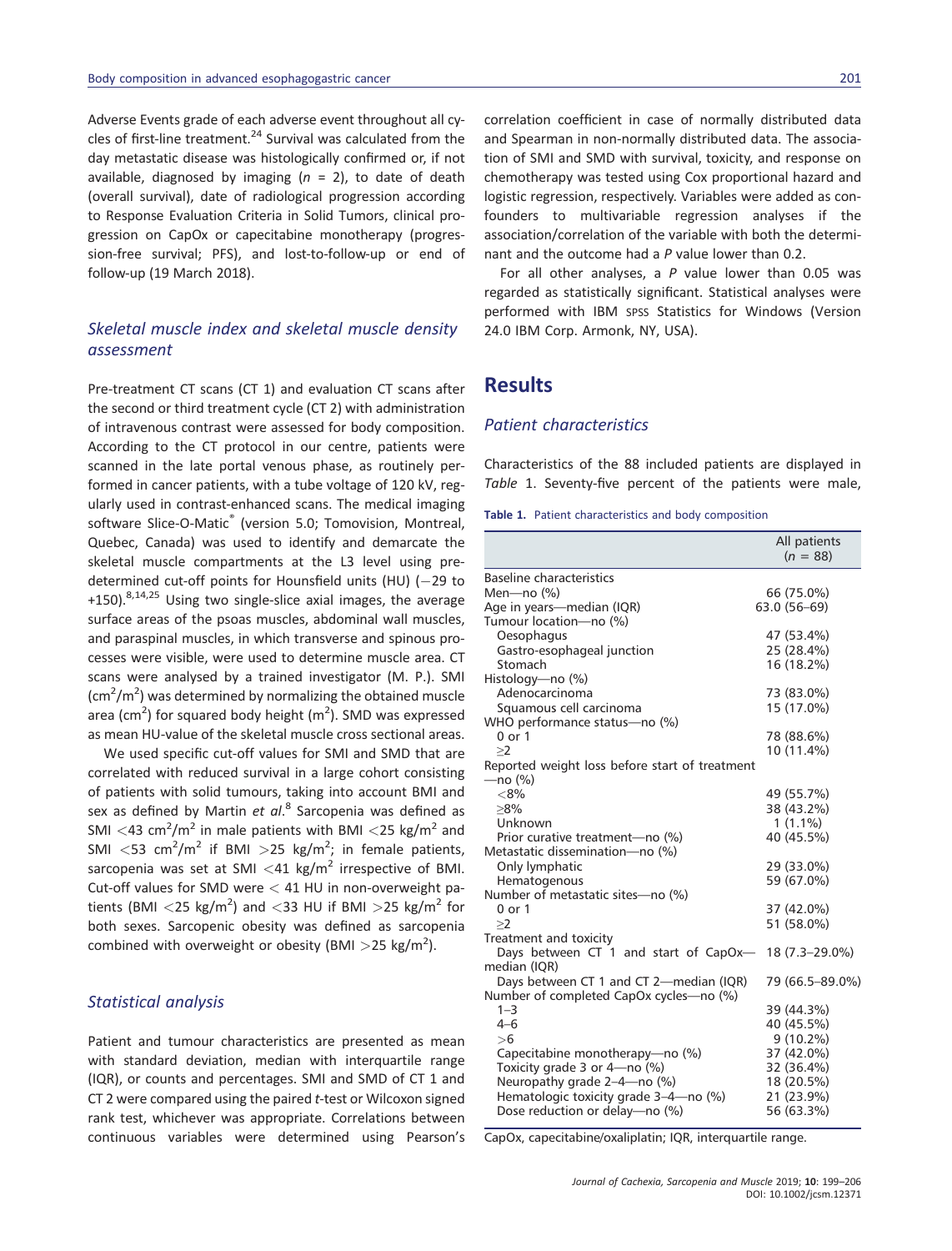Adverse Events grade of each adverse event throughout all cycles of first-line treatment.[24] Survival was calculated from the day metastatic disease was histologically confirmed or, if not available, diagnosed by imaging ($n$ = 2), to date of death (overall survival), date of radiological progression according to Response Evaluation Criteria in Solid Tumors, clinical progression on CapOx or capecitabine monotherapy (progression-free survival; PFS), and lost-to-follow-up or end of follow-up (19 March 2018).

### *Skeletal muscle index and skeletal muscle density assessment*

Pre-treatment CT scans (CT 1) and evaluation CT scans after the second or third treatment cycle (CT 2) with administration of intravenous contrast were assessed for body composition. According to the CT protocol in our centre, patients were scanned in the late portal venous phase, as routinely performed in cancer patients, with a tube voltage of 120 kV, regularly used in contrast-enhanced scans. The medical imaging software Slice-O-Matic® (version 5.0; Tomovision, Montreal, Quebec, Canada) was used to identify and demarcate the skeletal muscle compartments at the L3 level using predetermined cut-off points for Hounsfield units (HU) (−29 to +150).[8,14,25] Using two single-slice axial images, the average surface areas of the psoas muscles, abdominal wall muscles, and paraspinal muscles, in which transverse and spinous processes were visible, were used to determine muscle area. CT scans were analysed by a trained investigator (M. P.). SMI ($cm^2/m^2$) was determined by normalizing the obtained muscle area ($cm^2$) for squared body height ($m^2$). SMD was expressed as mean HU-value of the skeletal muscle cross sectional areas.

We used specific cut-off values for SMI and SMD that are correlated with reduced survival in a large cohort consisting of patients with solid tumours, taking into account BMI and sex as defined by Martin *et al*.[8] Sarcopenia was defined as SMI $<$43 $cm^2/m^2$ in male patients with BMI $<$25 $kg/m^2$ and SMI $<$53 $cm^2/m^2$ if BMI $>$25 $kg/m^2$; in female patients, sarcopenia was set at SMI $<$41 $kg/m^2$ irrespective of BMI. Cut-off values for SMD were $<$ 41 HU in non-overweight patients (BMI $<$25 $kg/m^2$) and $<$33 HU if BMI $>$25 $kg/m^2$ for both sexes. Sarcopenic obesity was defined as sarcopenia combined with overweight or obesity (BMI $>$25 $kg/m^2$).

### *Statistical analysis*

Patient and tumour characteristics are presented as mean with standard deviation, median with interquartile range (IQR), or counts and percentages. SMI and SMD of CT 1 and CT 2 were compared using the paired $t$-test or Wilcoxon signed rank test, whichever was appropriate. Correlations between continuous variables were determined using Pearson's correlation coefficient in case of normally distributed data and Spearman in non-normally distributed data. The association of SMI and SMD with survival, toxicity, and response on chemotherapy was tested using Cox proportional hazard and logistic regression, respectively. Variables were added as confounders to multivariable regression analyses if the association/correlation of the variable with both the determinant and the outcome had a $P$ value lower than 0.2.

For all other analyses, a $P$ value lower than 0.05 was regarded as statistically significant. Statistical analyses were performed with IBM SPSS Statistics for Windows (Version 24.0 IBM Corp. Armonk, NY, USA).

## Results

### *Patient characteristics*

Characteristics of the 88 included patients are displayed in *Table* 1. Seventy-five percent of the patients were male,

**Table 1.** Patient characteristics and body composition

| | All patients ($n$ = 88) |
|---|---|
| Baseline characteristics | |
| Men—no (%) | 66 (75.0%) |
| Age in years—median (IQR) | 63.0 (56–69) |
| Tumour location—no (%) | |
| Oesophagus | 47 (53.4%) |
| Gastro-esophageal junction | 25 (28.4%) |
| Stomach | 16 (18.2%) |
| Histology—no (%) | |
| Adenocarcinoma | 73 (83.0%) |
| Squamous cell carcinoma | 15 (17.0%) |
| WHO performance status—no (%) | |
| 0 or 1 | 78 (88.6%) |
| ≥2 | 10 (11.4%) |
| Reported weight loss before start of treatment —no (%) | |
| <8% | 49 (55.7%) |
| ≥8% | 38 (43.2%) |
| Unknown | 1 (1.1%) |
| Prior curative treatment—no (%) | 40 (45.5%) |
| Metastatic dissemination—no (%) | |
| Only lymphatic | 29 (33.0%) |
| Hematogenous | 59 (67.0%) |
| Number of metastatic sites—no (%) | |
| 0 or 1 | 37 (42.0%) |
| ≥2 | 51 (58.0%) |
| Treatment and toxicity | |
| Days between CT 1 and start of CapOx—median (IQR) | 18 (7.3–29.0%) |
| Days between CT 1 and CT 2—median (IQR) | 79 (66.5–89.0%) |
| Number of completed CapOx cycles—no (%) | |
| 1–3 | 39 (44.3%) |
| 4–6 | 40 (45.5%) |
| >6 | 9 (10.2%) |
| Capecitabine monotherapy—no (%) | 37 (42.0%) |
| Toxicity grade 3 or 4—no (%) | 32 (36.4%) |
| Neuropathy grade 2–4—no (%) | 18 (20.5%) |
| Hematologic toxicity grade 3–4—no (%) | 21 (23.9%) |
| Dose reduction or delay—no (%) | 56 (63.3%) |

CapOx, capecitabine/oxaliplatin; IQR, interquartile range.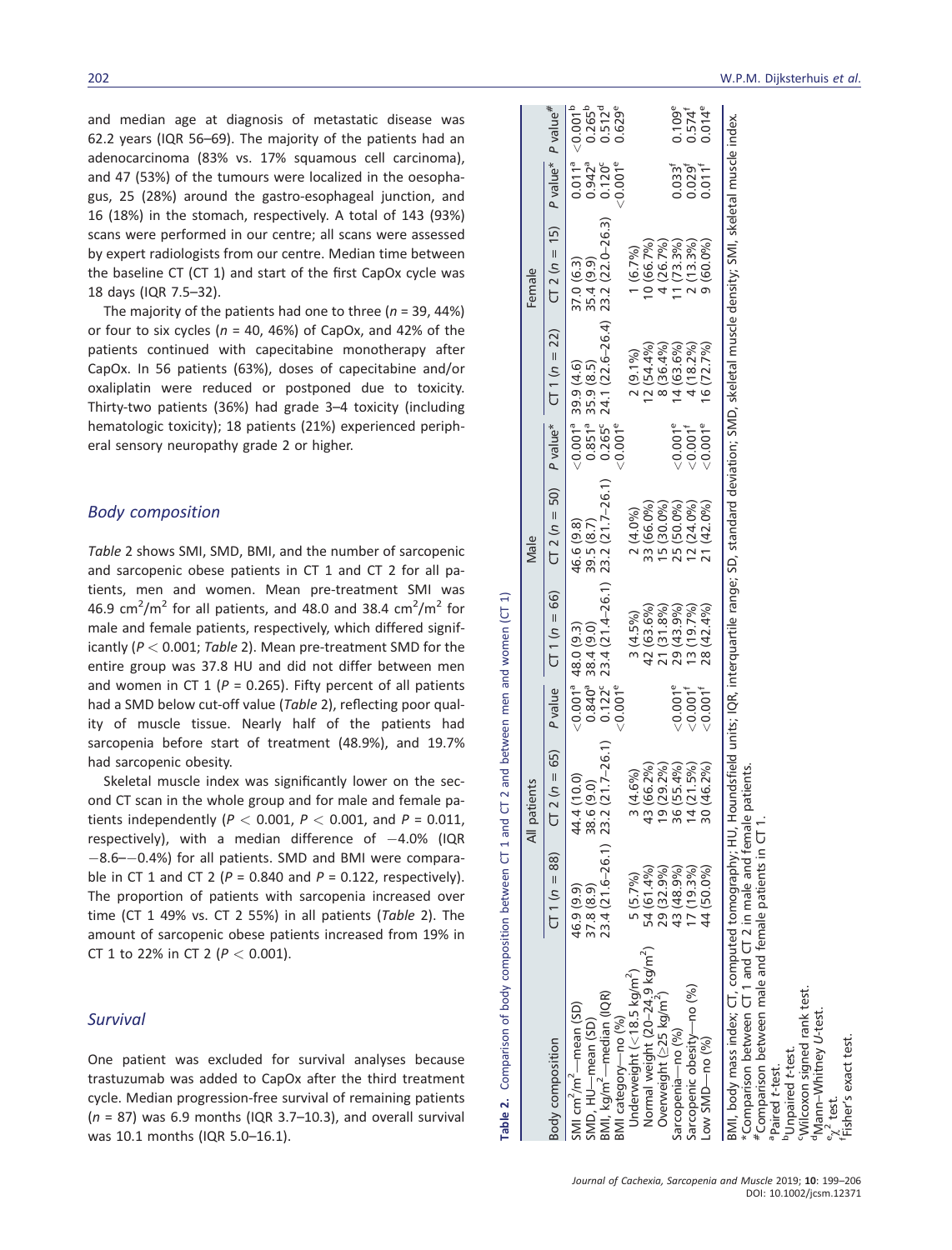and median age at diagnosis of metastatic disease was 62.2 years (IQR 56–69). The majority of the patients had an adenocarcinoma (83% vs. 17% squamous cell carcinoma), and 47 (53%) of the tumours were localized in the oesophagus, 25 (28%) around the gastro-esophageal junction, and 16 (18%) in the stomach, respectively. A total of 143 (93%) scans were performed in our centre; all scans were assessed by expert radiologists from our centre. Median time between the baseline CT (CT 1) and start of the first CapOx cycle was 18 days (IQR 7.5–32).

The majority of the patients had one to three ($n$ = 39, 44%) or four to six cycles ($n$ = 40, 46%) of CapOx, and 42% of the patients continued with capecitabine monotherapy after CapOx. In 56 patients (63%), doses of capecitabine and/or oxaliplatin were reduced or postponed due to toxicity. Thirty-two patients (36%) had grade 3–4 toxicity (including hematologic toxicity); 18 patients (21%) experienced peripheral sensory neuropathy grade 2 or higher.

## *Body composition*

*Table* 2 shows SMI, SMD, BMI, and the number of sarcopenic and sarcopenic obese patients in CT 1 and CT 2 for all patients, men and women. Mean pre-treatment SMI was 46.9 $cm^2/m^2$ for all patients, and 48.0 and 38.4 $cm^2/m^2$ for male and female patients, respectively, which differed significantly ($P < 0.001$; *Table* 2). Mean pre-treatment SMD for the entire group was 37.8 HU and did not differ between men and women in CT 1 ($P$ = 0.265). Fifty percent of all patients had a SMD below cut-off value (*Table* 2), reflecting poor quality of muscle tissue. Nearly half of the patients had sarcopenia before start of treatment (48.9%), and 19.7% had sarcopenic obesity.

Skeletal muscle index was significantly lower on the second CT scan in the whole group and for male and female patients independently ($P < 0.001$, $P < 0.001$, and $P$ = 0.011, respectively), with a median difference of −4.0% (IQR −8.6–−0.4%) for all patients. SMD and BMI were comparable in CT 1 and CT 2 ($P$ = 0.840 and $P$ = 0.122, respectively). The proportion of patients with sarcopenia increased over time (CT 1 49% vs. CT 2 55%) in all patients (*Table* 2). The amount of sarcopenic obese patients increased from 19% in CT 1 to 22% in CT 2 ($P < 0.001$).

## *Survival*

One patient was excluded for survival analyses because trastuzumab was added to CapOx after the third treatment cycle. Median progression-free survival of remaining patients ($n$ = 87) was 6.9 months (IQR 3.7–10.3), and overall survival was 10.1 months (IQR 5.0–16.1).

**Table 2.** Comparison of body composition between CT 1 and CT 2 and between men and women (CT 1)

| | All patients | | | Male | | | Female | | | |
|---|---|---|---|---|---|---|---|---|---|---|
| Body composition | CT 1 ($n$ = 88) | CT 2 ($n$ = 65) | $P$ value | CT 1 ($n$ = 66) | CT 2 ($n$ = 50) | $P$ value* | CT 1 ($n$ = 22) | CT 2 ($n$ = 15) | $P$ value* | $P$ value[#] |
| SMI $cm^2/m^2$—mean (SD) | 46.9 (9.9) | 44.4 (10.0) | <0.001[a] | 48.0 (9.3) | 46.6 (9.8) | <0.001[a] | 39.9 (4.6) | 37.0 (6.3) | 0.011[a] | <0.001[b] |
| SMD, HU—mean (SD) | 37.8 (8.9) | 38.6 (9.0) | 0.840[a] | 38.4 (9.0) | 39.5 (8.7) | 0.851[a] | 35.9 (8.5) | 35.4 (9.9) | 0.942[a] | 0.265[b] |
| BMI, $kg/m^2$—median (IQR) | 23.4 (21.6–26.1) | 23.2 (21.7–26.1) | 0.122[c] | 23.4 (21.4–26.1) | 23.2 (21.7–26.1) | 0.265[c] | 24.1 (22.6–26.4) | 23.2 (22.0–26.3) | 0.120[c] | 0.512[d] |
| BMI category—no (%) | | | <0.001[e] | | | <0.001[e] | | | <0.001[e] | 0.629[e] |
| Underweight (<18.5 $kg/m^2$) | 5 (5.7%) | 3 (4.6%) | | 3 (4.5%) | 2 (4.0%) | | 2 (9.1%) | 1 (6.7%) | | |
| Normal weight (20–24.9 $kg/m^2$) | 54 (61.4%) | 43 (66.2%) | | 42 (63.6%) | 33 (66.0%) | | 12 (54.4%) | 10 (66.7%) | | |
| Overweight (≥25 $kg/m^2$) | 29 (32.9%) | 19 (29.2%) | | 21 (31.8%) | 15 (30.0%) | | 8 (36.4%) | 4 (26.7%) | | |
| Sarcopenia—no (%) | 43 (48.9%) | 36 (55.4%) | <0.001[e] | 29 (43.9%) | 25 (50.0%) | <0.001[e] | 14 (63.6%) | 11 (73.3%) | 0.033[f] | 0.109[e] |
| Sarcopenic obesity—no (%) | 17 (19.3%) | 14 (21.5%) | <0.001[f] | 13 (19.7%) | 12 (24.0%) | <0.001[f] | 4 (18.2%) | 2 (13.3%) | 0.029[f] | 0.574[f] |
| Low SMD—no (%) | 44 (50.0%) | 30 (46.2%) | <0.001[f] | 28 (42.4%) | 21 (42.0%) | <0.001[e] | 16 (72.7%) | 9 (60.0%) | 0.011[f] | 0.014[e] |

BMI, body mass index; CT, computed tomography; HU, Houndsfield units; IQR, interquartile range; SD, standard deviation; SMD, skeletal muscle density; SMI, skeletal muscle index.
*Comparison between CT 1 and CT 2 in male and female patients.
[#]Comparison between male and female patients in CT 1.
[a]Paired $t$-test.
[b]Unpaired $t$-test.
[c]Wilcoxon signed rank test.
[d]Mann–Whitney $U$-test.
[e]$\chi^2$ test.
[f]Fisher's exact test.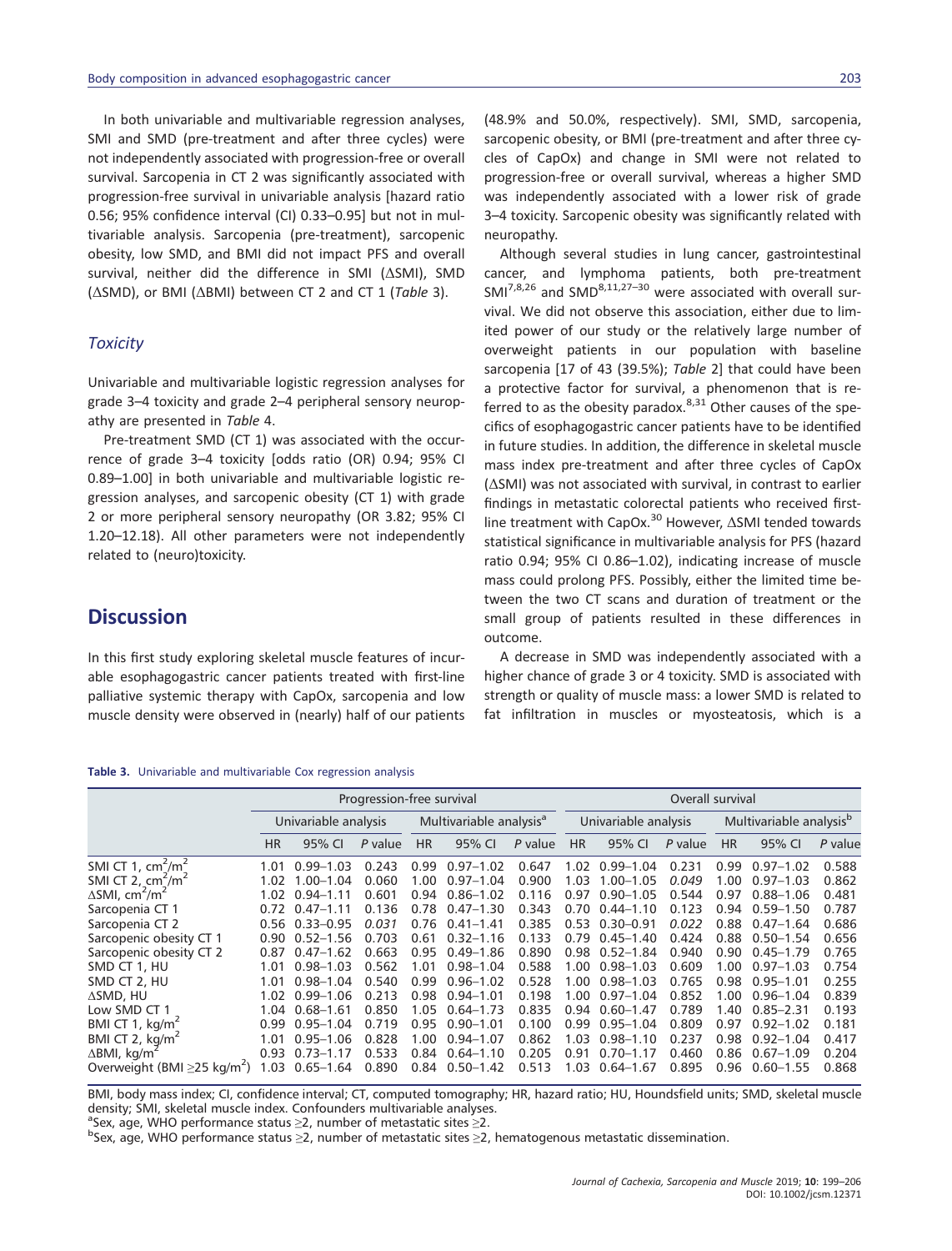In both univariable and multivariable regression analyses, SMI and SMD (pre-treatment and after three cycles) were not independently associated with progression-free or overall survival. Sarcopenia in CT 2 was significantly associated with progression-free survival in univariable analysis [hazard ratio 0.56; 95% confidence interval (CI) 0.33–0.95] but not in multivariable analysis. Sarcopenia (pre-treatment), sarcopenic obesity, low SMD, and BMI did not impact PFS and overall survival, neither did the difference in SMI (ΔSMI), SMD (ΔSMD), or BMI (ΔBMI) between CT 2 and CT 1 (*Table* 3).

### *Toxicity*

Univariable and multivariable logistic regression analyses for grade 3–4 toxicity and grade 2–4 peripheral sensory neuropathy are presented in *Table* 4.

Pre-treatment SMD (CT 1) was associated with the occurrence of grade 3–4 toxicity [odds ratio (OR) 0.94; 95% CI 0.89–1.00] in both univariable and multivariable logistic regression analyses, and sarcopenic obesity (CT 1) with grade 2 or more peripheral sensory neuropathy (OR 3.82; 95% CI 1.20–12.18). All other parameters were not independently related to (neuro)toxicity.

## Discussion

In this first study exploring skeletal muscle features of incurable esophagogastric cancer patients treated with first-line palliative systemic therapy with CapOx, sarcopenia and low muscle density were observed in (nearly) half of our patients (48.9% and 50.0%, respectively). SMI, SMD, sarcopenia, sarcopenic obesity, or BMI (pre-treatment and after three cycles of CapOx) and change in SMI were not related to progression-free or overall survival, whereas a higher SMD was independently associated with a lower risk of grade 3–4 toxicity. Sarcopenic obesity was significantly related with neuropathy.

Although several studies in lung cancer, gastrointestinal cancer, and lymphoma patients, both pre-treatment SMI[7,8,26] and SMD[8,11,27–30] were associated with overall survival. We did not observe this association, either due to limited power of our study or the relatively large number of overweight patients in our population with baseline sarcopenia [17 of 43 (39.5%); *Table* 2] that could have been a protective factor for survival, a phenomenon that is referred to as the obesity paradox.[8,31] Other causes of the specifics of esophagogastric cancer patients have to be identified in future studies. In addition, the difference in skeletal muscle mass index pre-treatment and after three cycles of CapOx (ΔSMI) was not associated with survival, in contrast to earlier findings in metastatic colorectal patients who received first-line treatment with CapOx.[30] However, ΔSMI tended towards statistical significance in multivariable analysis for PFS (hazard ratio 0.94; 95% CI 0.86–1.02), indicating increase of muscle mass could prolong PFS. Possibly, either the limited time between the two CT scans and duration of treatment or the small group of patients resulted in these differences in outcome.

A decrease in SMD was independently associated with a higher chance of grade 3 or 4 toxicity. SMD is associated with strength or quality of muscle mass: a lower SMD is related to fat infiltration in muscles or myosteatosis, which is a

**Table 3.** Univariable and multivariable Cox regression analysis

| | Progression-free survival | | | | | | Overall survival | | | | | |
|---|---|---|---|---|---|---|---|---|---|---|---|---|
| | Univariable analysis | | | Multivariable analysis[a] | | | Univariable analysis | | | Multivariable analysis[b] | | |
| | HR | 95% CI | *P* value | HR | 95% CI | *P* value | HR | 95% CI | *P* value | HR | 95% CI | *P* value |
| SMI CT 1, $cm^2/m^2$ | 1.01 | 0.99–1.03 | 0.243 | 0.99 | 0.97–1.02 | 0.647 | 1.02 | 0.99–1.04 | 0.231 | 0.99 | 0.97–1.02 | 0.588 |
| SMI CT 2, $cm^2/m^2$ | 1.02 | 1.00–1.04 | 0.060 | 1.00 | 0.97–1.04 | 0.900 | 1.03 | 1.00–1.05 | *0.049* | 1.00 | 0.97–1.03 | 0.862 |
| ΔSMI, $cm^2/m^2$ | 1.02 | 0.94–1.11 | 0.601 | 0.94 | 0.86–1.02 | 0.116 | 0.97 | 0.90–1.05 | 0.544 | 0.97 | 0.88–1.06 | 0.481 |
| Sarcopenia CT 1 | 0.72 | 0.47–1.11 | 0.136 | 0.78 | 0.47–1.30 | 0.343 | 0.70 | 0.44–1.10 | 0.123 | 0.94 | 0.59–1.50 | 0.787 |
| Sarcopenia CT 2 | 0.56 | 0.33–0.95 | *0.031* | 0.76 | 0.41–1.41 | 0.385 | 0.53 | 0.30–0.91 | *0.022* | 0.88 | 0.47–1.64 | 0.686 |
| Sarcopenic obesity CT 1 | 0.90 | 0.52–1.56 | 0.703 | 0.61 | 0.32–1.16 | 0.133 | 0.79 | 0.45–1.40 | 0.424 | 0.88 | 0.50–1.54 | 0.656 |
| Sarcopenic obesity CT 2 | 0.87 | 0.47–1.62 | 0.663 | 0.95 | 0.49–1.86 | 0.890 | 0.98 | 0.52–1.84 | 0.940 | 0.90 | 0.45–1.79 | 0.765 |
| SMD CT 1, HU | 1.01 | 0.98–1.03 | 0.562 | 1.01 | 0.98–1.04 | 0.588 | 1.00 | 0.98–1.03 | 0.609 | 1.00 | 0.97–1.03 | 0.754 |
| SMD CT 2, HU | 1.01 | 0.98–1.04 | 0.540 | 0.99 | 0.96–1.02 | 0.528 | 1.00 | 0.98–1.03 | 0.765 | 0.98 | 0.95–1.01 | 0.255 |
| ΔSMD, HU | 1.02 | 0.99–1.06 | 0.213 | 0.98 | 0.94–1.01 | 0.198 | 1.00 | 0.97–1.04 | 0.852 | 1.00 | 0.96–1.04 | 0.839 |
| Low SMD CT 1 | 1.04 | 0.68–1.61 | 0.850 | 1.05 | 0.64–1.73 | 0.835 | 0.94 | 0.60–1.47 | 0.789 | 1.40 | 0.85–2.31 | 0.193 |
| BMI CT 1, $kg/m^2$ | 0.99 | 0.95–1.04 | 0.719 | 0.95 | 0.90–1.01 | 0.100 | 0.99 | 0.95–1.04 | 0.809 | 0.97 | 0.92–1.02 | 0.181 |
| BMI CT 2, $kg/m^2$ | 1.01 | 0.95–1.06 | 0.828 | 1.00 | 0.94–1.07 | 0.862 | 1.03 | 0.98–1.10 | 0.237 | 0.98 | 0.92–1.04 | 0.417 |
| ΔBMI, $kg/m^2$ | 0.93 | 0.73–1.17 | 0.533 | 0.84 | 0.64–1.10 | 0.205 | 0.91 | 0.70–1.17 | 0.460 | 0.86 | 0.67–1.09 | 0.204 |
| Overweight (BMI ≥25 $kg/m^2$) | 1.03 | 0.65–1.64 | 0.890 | 0.84 | 0.50–1.42 | 0.513 | 1.03 | 0.64–1.67 | 0.895 | 0.96 | 0.60–1.55 | 0.868 |

BMI, body mass index; CI, confidence interval; CT, computed tomography; HR, hazard ratio; HU, Houndsfield units; SMD, skeletal muscle density; SMI, skeletal muscle index. Confounders multivariable analyses.
[a]Sex, age, WHO performance status ≥2, number of metastatic sites ≥2.
[b]Sex, age, WHO performance status ≥2, number of metastatic sites ≥2, hematogenous metastatic dissemination.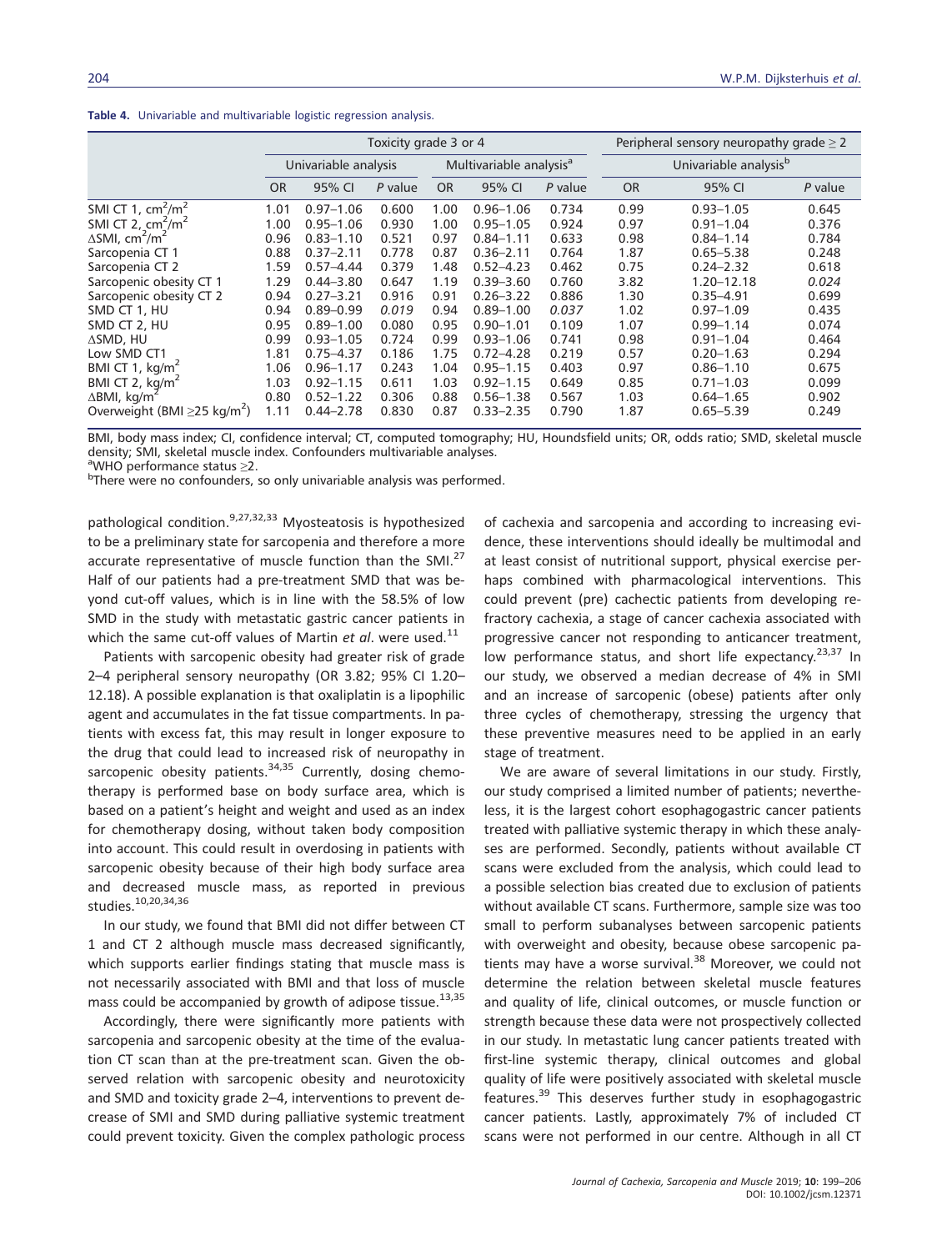**Table 4.** Univariable and multivariable logistic regression analysis.

| | Toxicity grade 3 or 4 | | | | | | Peripheral sensory neuropathy grade ≥ 2 | | |
|---|---|---|---|---|---|---|---|---|---|
| | Univariable analysis | | | Multivariable analysis[a] | | | Univariable analysis[b] | | |
| | OR | 95% CI | *P* value | OR | 95% CI | *P* value | OR | 95% CI | *P* value |
| SMI CT 1, $cm^2/m^2$ | 1.01 | 0.97–1.06 | 0.600 | 1.00 | 0.96–1.06 | 0.734 | 0.99 | 0.93–1.05 | 0.645 |
| SMI CT 2, $cm^2/m^2$ | 1.00 | 0.95–1.06 | 0.930 | 1.00 | 0.95–1.05 | 0.924 | 0.97 | 0.91–1.04 | 0.376 |
| ΔSMI, $cm^2/m^2$ | 0.96 | 0.83–1.10 | 0.521 | 0.97 | 0.84–1.11 | 0.633 | 0.98 | 0.84–1.14 | 0.784 |
| Sarcopenia CT 1 | 0.88 | 0.37–2.11 | 0.778 | 0.87 | 0.36–2.11 | 0.764 | 1.87 | 0.65–5.38 | 0.248 |
| Sarcopenia CT 2 | 1.59 | 0.57–4.44 | 0.379 | 1.48 | 0.52–4.23 | 0.462 | 0.75 | 0.24–2.32 | 0.618 |
| Sarcopenic obesity CT 1 | 1.29 | 0.44–3.80 | 0.647 | 1.19 | 0.39–3.60 | 0.760 | 3.82 | 1.20–12.18 | *0.024* |
| Sarcopenic obesity CT 2 | 0.94 | 0.27–3.21 | 0.916 | 0.91 | 0.26–3.22 | 0.886 | 1.30 | 0.35–4.91 | 0.699 |
| SMD CT 1, HU | 0.94 | 0.89–0.99 | *0.019* | 0.94 | 0.89–1.00 | *0.037* | 1.02 | 0.97–1.09 | 0.435 |
| SMD CT 2, HU | 0.95 | 0.89–1.00 | 0.080 | 0.95 | 0.90–1.01 | 0.109 | 1.07 | 0.99–1.14 | 0.074 |
| ΔSMD, HU | 0.99 | 0.93–1.05 | 0.724 | 0.99 | 0.93–1.06 | 0.741 | 0.98 | 0.91–1.04 | 0.464 |
| Low SMD CT1 | 1.81 | 0.75–4.37 | 0.186 | 1.75 | 0.72–4.28 | 0.219 | 0.57 | 0.20–1.63 | 0.294 |
| BMI CT 1, $kg/m^2$ | 1.06 | 0.96–1.17 | 0.243 | 1.04 | 0.95–1.15 | 0.403 | 0.97 | 0.86–1.10 | 0.675 |
| BMI CT 2, $kg/m^2$ | 1.03 | 0.92–1.15 | 0.611 | 1.03 | 0.92–1.15 | 0.649 | 0.85 | 0.71–1.03 | 0.099 |
| ΔBMI, $kg/m^2$ | 0.80 | 0.52–1.22 | 0.306 | 0.88 | 0.56–1.38 | 0.567 | 1.03 | 0.64–1.65 | 0.902 |
| Overweight (BMI ≥25 $kg/m^2$) | 1.11 | 0.44–2.78 | 0.830 | 0.87 | 0.33–2.35 | 0.790 | 1.87 | 0.65–5.39 | 0.249 |

BMI, body mass index; CI, confidence interval; CT, computed tomography; HU, Houndsfield units; OR, odds ratio; SMD, skeletal muscle density; SMI, skeletal muscle index. Confounders multivariable analyses.
[a]WHO performance status ≥2.
[b]There were no confounders, so only univariable analysis was performed.

pathological condition.[9,27,32,33] Myosteatosis is hypothesized to be a preliminary state for sarcopenia and therefore a more accurate representative of muscle function than the SMI.[27] Half of our patients had a pre-treatment SMD that was beyond cut-off values, which is in line with the 58.5% of low SMD in the study with metastatic gastric cancer patients in which the same cut-off values of Martin *et al*. were used.[11]

Patients with sarcopenic obesity had greater risk of grade 2–4 peripheral sensory neuropathy (OR 3.82; 95% CI 1.20–12.18). A possible explanation is that oxaliplatin is a lipophilic agent and accumulates in the fat tissue compartments. In patients with excess fat, this may result in longer exposure to the drug that could lead to increased risk of neuropathy in sarcopenic obesity patients.[34,35] Currently, dosing chemotherapy is performed base on body surface area, which is based on a patient's height and weight and used as an index for chemotherapy dosing, without taken body composition into account. This could result in overdosing in patients with sarcopenic obesity because of their high body surface area and decreased muscle mass, as reported in previous studies.[10,20,34,36]

In our study, we found that BMI did not differ between CT 1 and CT 2 although muscle mass decreased significantly, which supports earlier findings stating that muscle mass is not necessarily associated with BMI and that loss of muscle mass could be accompanied by growth of adipose tissue.[13,35]

Accordingly, there were significantly more patients with sarcopenia and sarcopenic obesity at the time of the evaluation CT scan than at the pre-treatment scan. Given the observed relation with sarcopenic obesity and neurotoxicity and SMD and toxicity grade 2–4, interventions to prevent decrease of SMI and SMD during palliative systemic treatment could prevent toxicity. Given the complex pathologic process of cachexia and sarcopenia and according to increasing evidence, these interventions should ideally be multimodal and at least consist of nutritional support, physical exercise perhaps combined with pharmacological interventions. This could prevent (pre) cachectic patients from developing refractory cachexia, a stage of cancer cachexia associated with progressive cancer not responding to anticancer treatment, low performance status, and short life expectancy.[23,37] In our study, we observed a median decrease of 4% in SMI and an increase of sarcopenic (obese) patients after only three cycles of chemotherapy, stressing the urgency that these preventive measures need to be applied in an early stage of treatment.

We are aware of several limitations in our study. Firstly, our study comprised a limited number of patients; nevertheless, it is the largest cohort esophagogastric cancer patients treated with palliative systemic therapy in which these analyses are performed. Secondly, patients without available CT scans were excluded from the analysis, which could lead to a possible selection bias created due to exclusion of patients without available CT scans. Furthermore, sample size was too small to perform subanalyses between sarcopenic patients with overweight and obesity, because obese sarcopenic patients may have a worse survival.[38] Moreover, we could not determine the relation between skeletal muscle features and quality of life, clinical outcomes, or muscle function or strength because these data were not prospectively collected in our study. In metastatic lung cancer patients treated with first-line systemic therapy, clinical outcomes and global quality of life were positively associated with skeletal muscle features.[39] This deserves further study in esophagogastric cancer patients. Lastly, approximately 7% of included CT scans were not performed in our centre. Although in all CT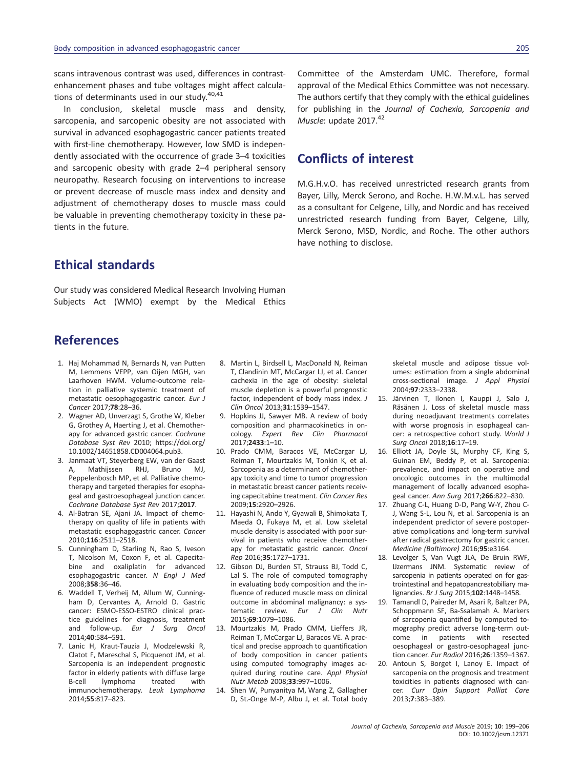scans intravenous contrast was used, differences in contrast-enhancement phases and tube voltages might affect calculations of determinants used in our study.[40,41]

In conclusion, skeletal muscle mass and density, sarcopenia, and sarcopenic obesity are not associated with survival in advanced esophagogastric cancer patients treated with first-line chemotherapy. However, low SMD is independently associated with the occurrence of grade 3–4 toxicities and sarcopenic obesity with grade 2–4 peripheral sensory neuropathy. Research focusing on interventions to increase or prevent decrease of muscle mass index and density and adjustment of chemotherapy doses to muscle mass could be valuable in preventing chemotherapy toxicity in these patients in the future.

## Ethical standards

Our study was considered Medical Research Involving Human Subjects Act (WMO) exempt by the Medical Ethics Committee of the Amsterdam UMC. Therefore, formal approval of the Medical Ethics Committee was not necessary. The authors certify that they comply with the ethical guidelines for publishing in the *Journal of Cachexia, Sarcopenia and Muscle*: update 2017.[42]

## Conflicts of interest

M.G.H.v.O. has received unrestricted research grants from Bayer, Lilly, Merck Serono, and Roche. H.W.M.v.L. has served as a consultant for Celgene, Lilly, and Nordic and has received unrestricted research funding from Bayer, Celgene, Lilly, Merck Serono, MSD, Nordic, and Roche. The other authors have nothing to disclose.

## References

1. Haj Mohammad N, Bernards N, van Putten M, Lemmens VEPP, van Oijen MGH, van Laarhoven HWM. Volume-outcome relation in palliative systemic treatment of metastatic oesophagogastric cancer. *Eur J Cancer* 2017;**78**:28–36.
2. Wagner AD, Unverzagt S, Grothe W, Kleber G, Grothey A, Haerting J, et al. Chemotherapy for advanced gastric cancer. *Cochrane Database Syst Rev* 2010; https://doi.org/10.1002/14651858.CD004064.pub3.
3. Janmaat VT, Steyerberg EW, van der Gaast A, Mathijssen RHJ, Bruno MJ, Peppelenbosch MP, et al. Palliative chemotherapy and targeted therapies for esophageal and gastroesophageal junction cancer. *Cochrane Database Syst Rev* 2017;**2017**.
4. Al-Batran SE, Ajani JA. Impact of chemotherapy on quality of life in patients with metastatic esophagogastric cancer. *Cancer* 2010;**116**:2511–2518.
5. Cunningham D, Starling N, Rao S, Iveson T, Nicolson M, Coxon F, et al. Capecitabine and oxaliplatin for advanced esophagogastric cancer. *N Engl J Med* 2008;**358**:36–46.
6. Waddell T, Verheij M, Allum W, Cunningham D, Cervantes A, Arnold D. Gastric cancer: ESMO-ESSO-ESTRO clinical practice guidelines for diagnosis, treatment and follow-up. *Eur J Surg Oncol* 2014;**40**:584–591.
7. Lanic H, Kraut-Tauzia J, Modzelewski R, Clatot F, Mareschal S, Picquenot JM, et al. Sarcopenia is an independent prognostic factor in elderly patients with diffuse large B-cell lymphoma treated with immunochemotherapy. *Leuk Lymphoma* 2014;**55**:817–823.
8. Martin L, Birdsell L, MacDonald N, Reiman T, Clandinin MT, McCargar LJ, et al. Cancer cachexia in the age of obesity: skeletal muscle depletion is a powerful prognostic factor, independent of body mass index. *J Clin Oncol* 2013;**31**:1539–1547.
9. Hopkins JJ, Sawyer MB. A review of body composition and pharmacokinetics in oncology. *Expert Rev Clin Pharmacol* 2017;**2433**:1–10.
10. Prado CMM, Baracos VE, McCargar LJ, Reiman T, Mourtzakis M, Tonkin K, et al. Sarcopenia as a determinant of chemotherapy toxicity and time to tumor progression in metastatic breast cancer patients receiving capecitabine treatment. *Clin Cancer Res* 2009;**15**:2920–2926.
11. Hayashi N, Ando Y, Gyawali B, Shimokata T, Maeda O, Fukaya M, et al. Low skeletal muscle density is associated with poor survival in patients who receive chemotherapy for metastatic gastric cancer. *Oncol Rep* 2016;**35**:1727–1731.
12. Gibson DJ, Burden ST, Strauss BJ, Todd C, Lal S. The role of computed tomography in evaluating body composition and the influence of reduced muscle mass on clinical outcome in abdominal malignancy: a systematic review. *Eur J Clin Nutr* 2015;**69**:1079–1086.
13. Mourtzakis M, Prado CMM, Lieffers JR, Reiman T, McCargar LJ, Baracos VE. A practical and precise approach to quantification of body composition in cancer patients using computed tomography images acquired during routine care. *Appl Physiol Nutr Metab* 2008;**33**:997–1006.
14. Shen W, Punyanitya M, Wang Z, Gallagher D, St.-Onge M-P, Albu J, et al. Total body skeletal muscle and adipose tissue volumes: estimation from a single abdominal cross-sectional image. *J Appl Physiol* 2004;**97**:2333–2338.
15. Järvinen T, Ilonen I, Kauppi J, Salo J, Räsänen J. Loss of skeletal muscle mass during neoadjuvant treatments correlates with worse prognosis in esophageal cancer: a retrospective cohort study. *World J Surg Oncol* 2018;**16**:17–19.
16. Elliott JA, Doyle SL, Murphy CF, King S, Guinan EM, Beddy P, et al. Sarcopenia: prevalence, and impact on operative and oncologic outcomes in the multimodal management of locally advanced esophageal cancer. *Ann Surg* 2017;**266**:822–830.
17. Zhuang C-L, Huang D-D, Pang W-Y, Zhou C-J, Wang S-L, Lou N, et al. Sarcopenia is an independent predictor of severe postoperative complications and long-term survival after radical gastrectomy for gastric cancer. *Medicine (Baltimore)* 2016;**95**:e3164.
18. Levolger S, Van Vugt JLA, De Bruin RWF, IJzermans JNM. Systematic review of sarcopenia in patients operated on for gastrointestinal and hepatopancreatobiliary malignancies. *Br J Surg* 2015;**102**:1448–1458.
19. Tamandl D, Paireder M, Asari R, Baltzer PA, Schoppmann SF, Ba-Ssalamah A. Markers of sarcopenia quantified by computed tomography predict adverse long-term outcome in patients with resected oesophageal or gastro-oesophageal junction cancer. *Eur Radiol* 2016;**26**:1359–1367.
20. Antoun S, Borget I, Lanoy E. Impact of sarcopenia on the prognosis and treatment toxicities in patients diagnosed with cancer. *Curr Opin Support Palliat Care* 2013;**7**:383–389.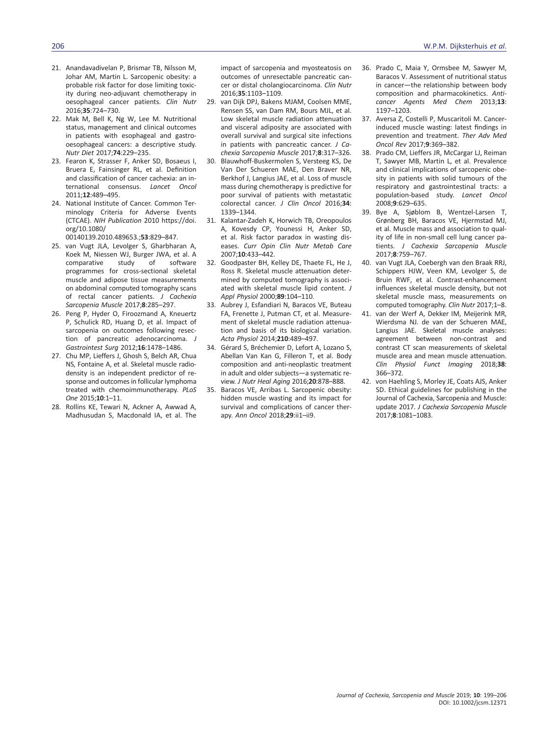21. Anandavadivelan P, Brismar TB, Nilsson M, Johar AM, Martin L. Sarcopenic obesity: a probable risk factor for dose limiting toxicity during neo-adjuvant chemotherapy in oesophageal cancer patients. *Clin Nutr* 2016;**35**:724–730.
22. Mak M, Bell K, Ng W, Lee M. Nutritional status, management and clinical outcomes in patients with esophageal and gastro-oesophageal cancers: a descriptive study. *Nutr Diet* 2017;**74**:229–235.
23. Fearon K, Strasser F, Anker SD, Bosaeus I, Bruera E, Fainsinger RL, et al. Definition and classification of cancer cachexia: an international consensus. *Lancet Oncol* 2011;**12**:489–495.
24. National Institute of Cancer. Common Terminology Criteria for Adverse Events (CTCAE). *NIH Publication* 2010 https://doi.org/10.1080/00140139.2010.489653.;**53**:829–847.
25. van Vugt JLA, Levolger S, Gharbharan A, Koek M, Niessen WJ, Burger JWA, et al. A comparative study of software programmes for cross-sectional skeletal muscle and adipose tissue measurements on abdominal computed tomography scans of rectal cancer patients. *J Cachexia Sarcopenia Muscle* 2017;**8**:285–297.
26. Peng P, Hyder O, Firoozmand A, Kneuertz P, Schulick RD, Huang D, et al. Impact of sarcopenia on outcomes following resection of pancreatic adenocarcinoma. *J Gastrointest Surg* 2012;**16**:1478–1486.
27. Chu MP, Lieffers J, Ghosh S, Belch AR, Chua NS, Fontaine A, et al. Skeletal muscle radio-density is an independent predictor of response and outcomes in follicular lymphoma treated with chemoimmunotherapy. *PLoS One* 2015;**10**:1–11.
28. Rollins KE, Tewari N, Ackner A, Awwad A, Madhusudan S, Macdonald IA, et al. The impact of sarcopenia and myosteatosis on outcomes of unresectable pancreatic cancer or distal cholangiocarcinoma. *Clin Nutr* 2016;**35**:1103–1109.
29. van Dijk DPJ, Bakens MJAM, Coolsen MME, Rensen SS, van Dam RM, Bours MJL, et al. Low skeletal muscle radiation attenuation and visceral adiposity are associated with overall survival and surgical site infections in patients with pancreatic cancer. *J Cachexia Sarcopenia Muscle* 2017;**8**:317–326.
30. Blauwhoff-Buskermolen S, Versteeg KS, De Van Der Schueren MAE, Den Braver NR, Berkhof J, Langius JAE, et al. Loss of muscle mass during chemotherapy is predictive for poor survival of patients with metastatic colorectal cancer. *J Clin Oncol* 2016;**34**: 1339–1344.
31. Kalantar-Zadeh K, Horwich TB, Oreopoulos A, Kovesdy CP, Younessi H, Anker SD, et al. Risk factor paradox in wasting diseases. *Curr Opin Clin Nutr Metab Care* 2007;**10**:433–442.
32. Goodpaster BH, Kelley DE, Thaete FL, He J, Ross R. Skeletal muscle attenuation determined by computed tomography is associated with skeletal muscle lipid content. *J Appl Physiol* 2000;**89**:104–110.
33. Aubrey J, Esfandiari N, Baracos VE, Buteau FA, Frenette J, Putman CT, et al. Measurement of skeletal muscle radiation attenuation and basis of its biological variation. *Acta Physiol* 2014;**210**:489–497.
34. Gérard S, Bréchemier D, Lefort A, Lozano S, Abellan Van Kan G, Filleron T, et al. Body composition and anti-neoplastic treatment in adult and older subjects—a systematic review. *J Nutr Heal Aging* 2016;**20**:878–888.
35. Baracos VE, Arribas L. Sarcopenic obesity: hidden muscle wasting and its impact for survival and complications of cancer therapy. *Ann Oncol* 2018;**29**:ii1–ii9.
36. Prado C, Maia Y, Ormsbee M, Sawyer M, Baracos V. Assessment of nutritional status in cancer—the relationship between body composition and pharmacokinetics. *Anticancer Agents Med Chem* 2013;**13**: 1197–1203.
37. Aversa Z, Costelli P, Muscaritoli M. Cancer-induced muscle wasting: latest findings in prevention and treatment. *Ther Adv Med Oncol Rev* 2017;**9**:369–382.
38. Prado CM, Lieffers JR, McCargar LJ, Reiman T, Sawyer MB, Martin L, et al. Prevalence and clinical implications of sarcopenic obesity in patients with solid tumours of the respiratory and gastrointestinal tracts: a population-based study. *Lancet Oncol* 2008;**9**:629–635.
39. Bye A, Sjøblom B, Wentzel-Larsen T, Grønberg BH, Baracos VE, Hjermstad MJ, et al. Muscle mass and association to quality of life in non-small cell lung cancer patients. *J Cachexia Sarcopenia Muscle* 2017;**8**:759–767.
40. van Vugt JLA, Coebergh van den Braak RRJ, Schippers HJW, Veen KM, Levolger S, de Bruin RWF, et al. Contrast-enhancement influences skeletal muscle density, but not skeletal muscle mass, measurements on computed tomography. *Clin Nutr* 2017;1–8.
41. van der Werf A, Dekker IM, Meijerink MR, Wierdsma NJ. de van der Schueren MAE, Langius JAE. Skeletal muscle analyses: agreement between non-contrast and contrast CT scan measurements of skeletal muscle area and mean muscle attenuation. *Clin Physiol Funct Imaging* 2018;**38**: 366–372.
42. von Haehling S, Morley JE, Coats AJS, Anker SD. Ethical guidelines for publishing in the Journal of Cachexia, Sarcopenia and Muscle: update 2017. *J Cachexia Sarcopenia Muscle* 2017;**8**:1081–1083.